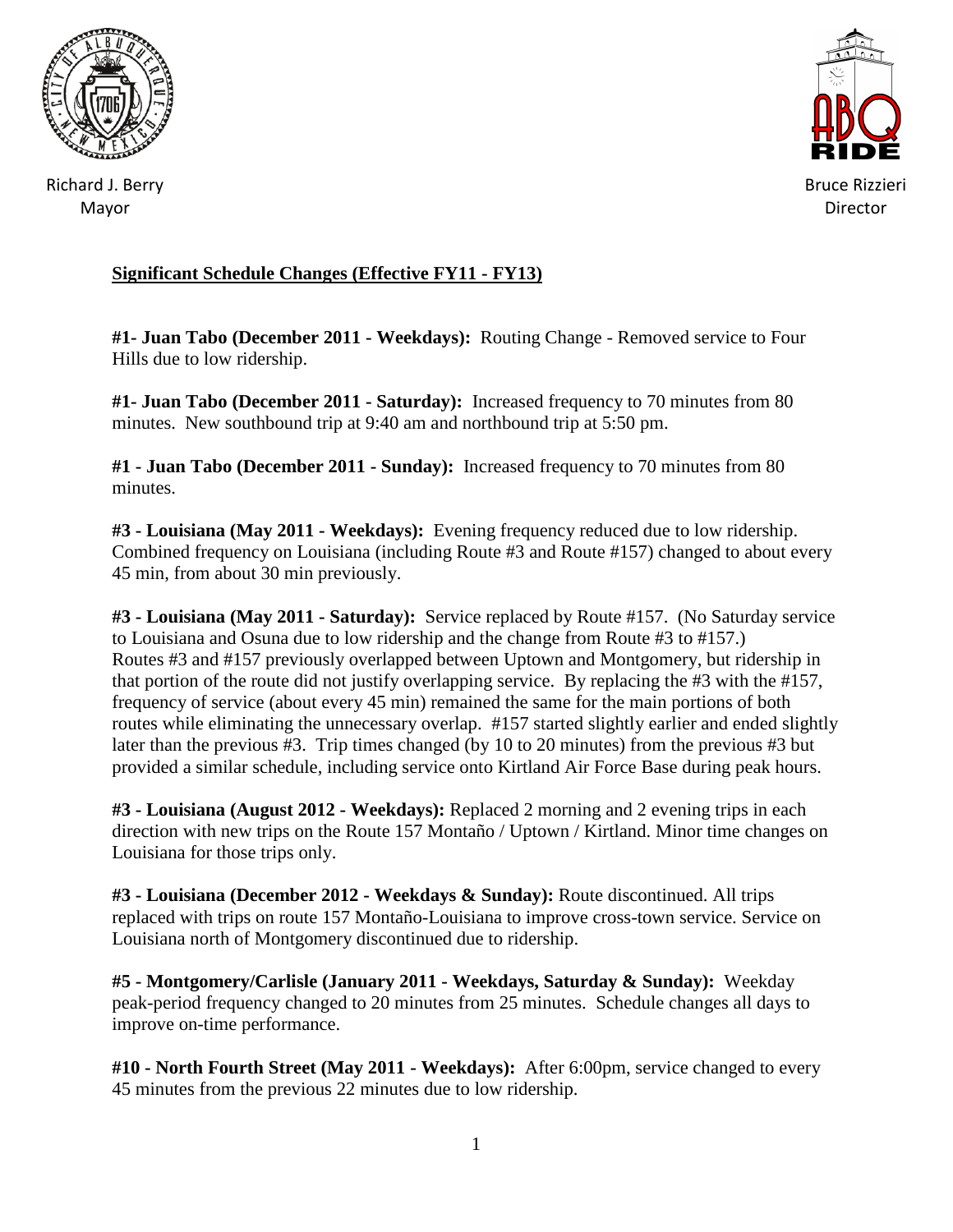Richard J. Berry
Mayor

Bruce Rizzieri
Director

## Significant Schedule Changes (Effective FY11 - FY13)

**#1- Juan Tabo (December 2011 - Weekdays):** Routing Change - Removed service to Four Hills due to low ridership.

**#1- Juan Tabo (December 2011 - Saturday):** Increased frequency to 70 minutes from 80 minutes. New southbound trip at 9:40 am and northbound trip at 5:50 pm.

**#1 - Juan Tabo (December 2011 - Sunday):** Increased frequency to 70 minutes from 80 minutes.

**#3 - Louisiana (May 2011 - Weekdays):** Evening frequency reduced due to low ridership. Combined frequency on Louisiana (including Route #3 and Route #157) changed to about every 45 min, from about 30 min previously.

**#3 - Louisiana (May 2011 - Saturday):** Service replaced by Route #157. (No Saturday service to Louisiana and Osuna due to low ridership and the change from Route #3 to #157.) Routes #3 and #157 previously overlapped between Uptown and Montgomery, but ridership in that portion of the route did not justify overlapping service. By replacing the #3 with the #157, frequency of service (about every 45 min) remained the same for the main portions of both routes while eliminating the unnecessary overlap. #157 started slightly earlier and ended slightly later than the previous #3. Trip times changed (by 10 to 20 minutes) from the previous #3 but provided a similar schedule, including service onto Kirtland Air Force Base during peak hours.

**#3 - Louisiana (August 2012 - Weekdays):** Replaced 2 morning and 2 evening trips in each direction with new trips on the Route 157 Montaño / Uptown / Kirtland. Minor time changes on Louisiana for those trips only.

**#3 - Louisiana (December 2012 - Weekdays & Sunday):** Route discontinued. All trips replaced with trips on route 157 Montaño-Louisiana to improve cross-town service. Service on Louisiana north of Montgomery discontinued due to ridership.

**#5 - Montgomery/Carlisle (January 2011 - Weekdays, Saturday & Sunday):** Weekday peak-period frequency changed to 20 minutes from 25 minutes. Schedule changes all days to improve on-time performance.

**#10 - North Fourth Street (May 2011 - Weekdays):** After 6:00pm, service changed to every 45 minutes from the previous 22 minutes due to low ridership.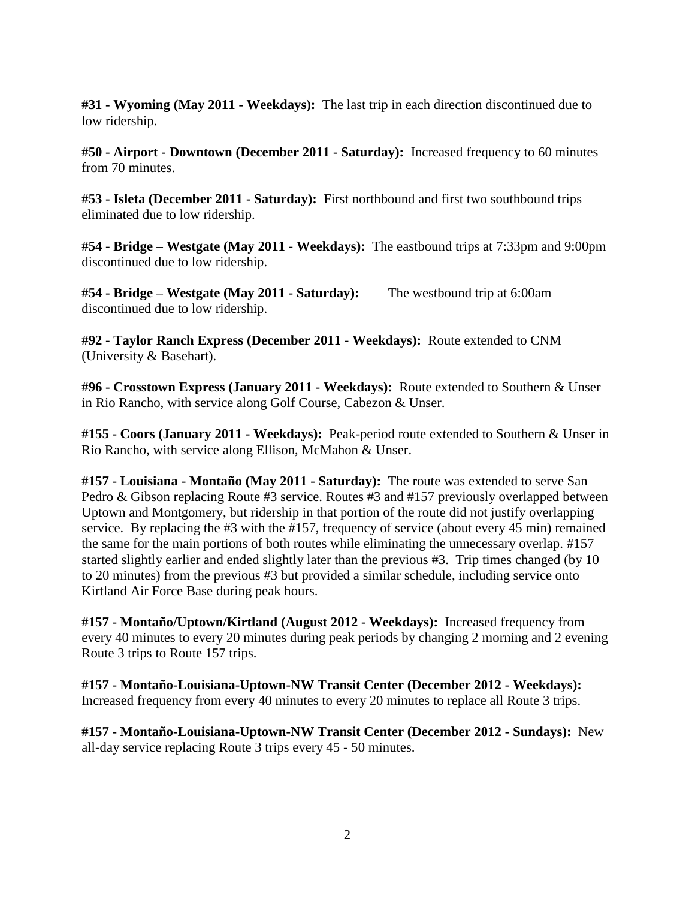**#31 - Wyoming (May 2011 - Weekdays):** The last trip in each direction discontinued due to low ridership.

**#50 - Airport - Downtown (December 2011 - Saturday):** Increased frequency to 60 minutes from 70 minutes.

**#53 - Isleta (December 2011 - Saturday):** First northbound and first two southbound trips eliminated due to low ridership.

**#54 - Bridge – Westgate (May 2011 - Weekdays):** The eastbound trips at 7:33pm and 9:00pm discontinued due to low ridership.

**#54 - Bridge – Westgate (May 2011 - Saturday):** The westbound trip at 6:00am discontinued due to low ridership.

**#92 - Taylor Ranch Express (December 2011 - Weekdays):** Route extended to CNM (University & Basehart).

**#96 - Crosstown Express (January 2011 - Weekdays):** Route extended to Southern & Unser in Rio Rancho, with service along Golf Course, Cabezon & Unser.

**#155 - Coors (January 2011 - Weekdays):** Peak-period route extended to Southern & Unser in Rio Rancho, with service along Ellison, McMahon & Unser.

**#157 - Louisiana - Montaño (May 2011 - Saturday):** The route was extended to serve San Pedro & Gibson replacing Route #3 service. Routes #3 and #157 previously overlapped between Uptown and Montgomery, but ridership in that portion of the route did not justify overlapping service. By replacing the #3 with the #157, frequency of service (about every 45 min) remained the same for the main portions of both routes while eliminating the unnecessary overlap. #157 started slightly earlier and ended slightly later than the previous #3. Trip times changed (by 10 to 20 minutes) from the previous #3 but provided a similar schedule, including service onto Kirtland Air Force Base during peak hours.

**#157 - Montaño/Uptown/Kirtland (August 2012 - Weekdays):** Increased frequency from every 40 minutes to every 20 minutes during peak periods by changing 2 morning and 2 evening Route 3 trips to Route 157 trips.

**#157 - Montaño-Louisiana-Uptown-NW Transit Center (December 2012 - Weekdays):** Increased frequency from every 40 minutes to every 20 minutes to replace all Route 3 trips.

**#157 - Montaño-Louisiana-Uptown-NW Transit Center (December 2012 - Sundays):** New all-day service replacing Route 3 trips every 45 - 50 minutes.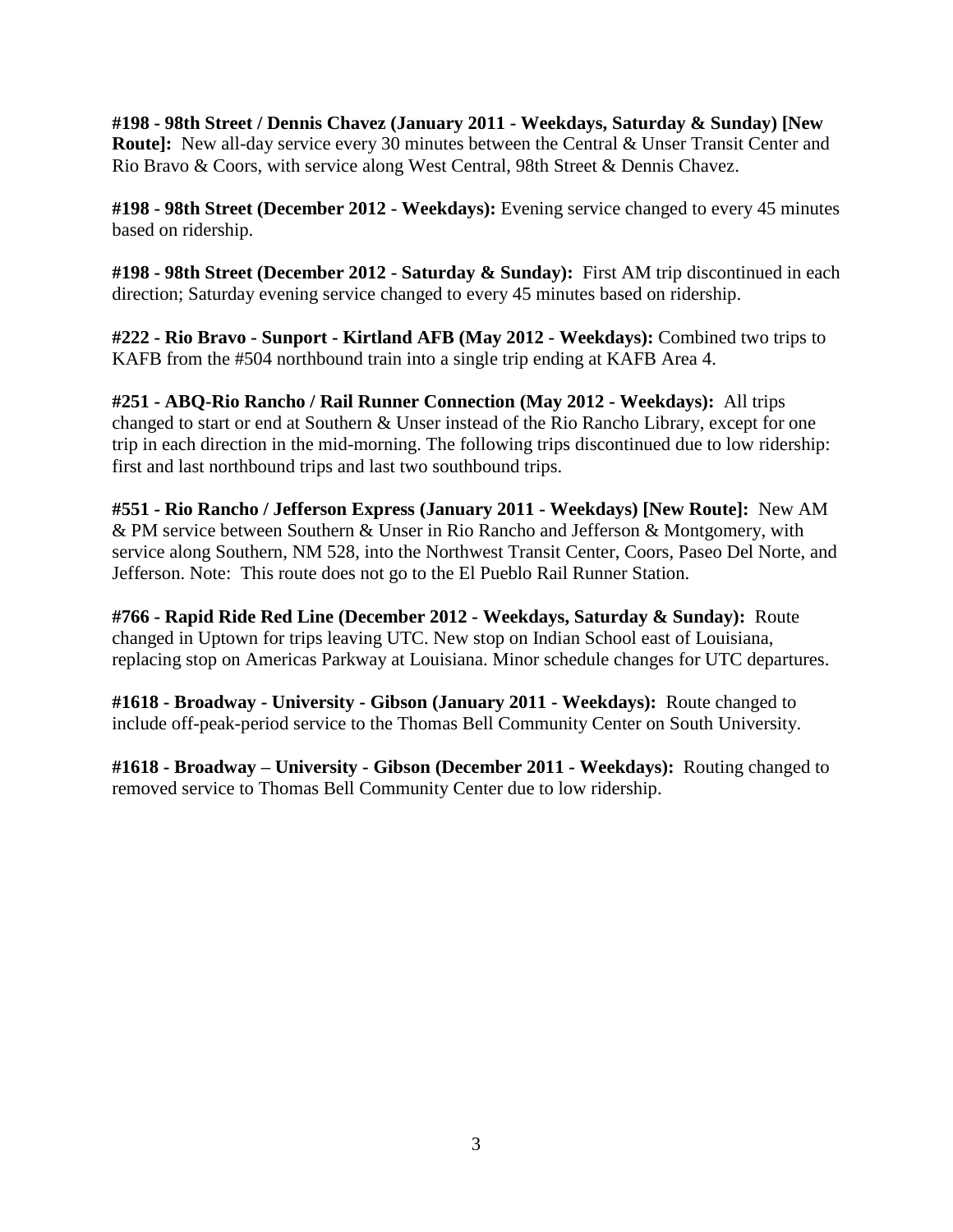**#198 - 98th Street / Dennis Chavez (January 2011 - Weekdays, Saturday & Sunday) [New Route]:** New all-day service every 30 minutes between the Central & Unser Transit Center and Rio Bravo & Coors, with service along West Central, 98th Street & Dennis Chavez.

**#198 - 98th Street (December 2012 - Weekdays):** Evening service changed to every 45 minutes based on ridership.

**#198 - 98th Street (December 2012 - Saturday & Sunday):** First AM trip discontinued in each direction; Saturday evening service changed to every 45 minutes based on ridership.

**#222 - Rio Bravo - Sunport - Kirtland AFB (May 2012 - Weekdays):** Combined two trips to KAFB from the #504 northbound train into a single trip ending at KAFB Area 4.

**#251 - ABQ-Rio Rancho / Rail Runner Connection (May 2012 - Weekdays):** All trips changed to start or end at Southern & Unser instead of the Rio Rancho Library, except for one trip in each direction in the mid-morning. The following trips discontinued due to low ridership: first and last northbound trips and last two southbound trips.

**#551 - Rio Rancho / Jefferson Express (January 2011 - Weekdays) [New Route]:** New AM & PM service between Southern & Unser in Rio Rancho and Jefferson & Montgomery, with service along Southern, NM 528, into the Northwest Transit Center, Coors, Paseo Del Norte, and Jefferson. Note: This route does not go to the El Pueblo Rail Runner Station.

**#766 - Rapid Ride Red Line (December 2012 - Weekdays, Saturday & Sunday):** Route changed in Uptown for trips leaving UTC. New stop on Indian School east of Louisiana, replacing stop on Americas Parkway at Louisiana. Minor schedule changes for UTC departures.

**#1618 - Broadway - University - Gibson (January 2011 - Weekdays):** Route changed to include off-peak-period service to the Thomas Bell Community Center on South University.

**#1618 - Broadway – University - Gibson (December 2011 - Weekdays):** Routing changed to removed service to Thomas Bell Community Center due to low ridership.